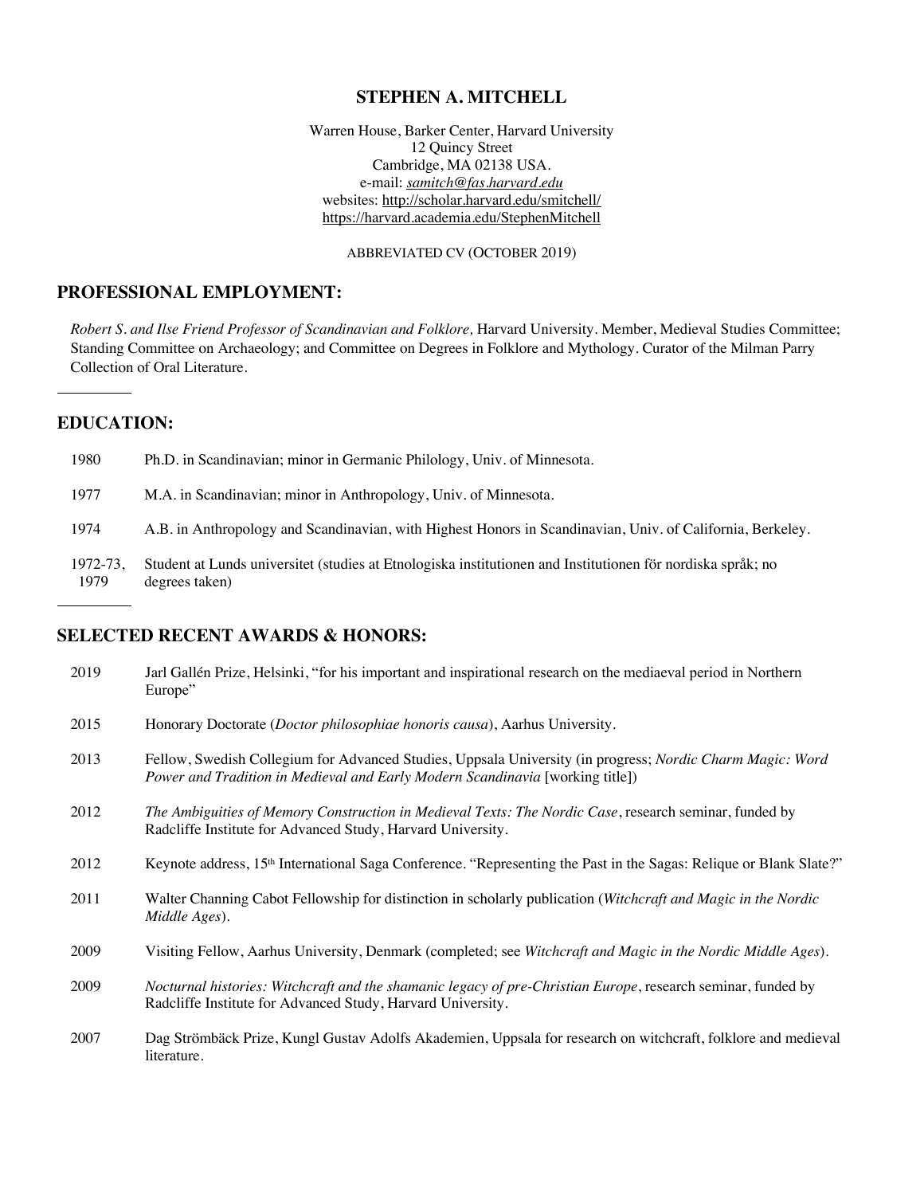# STEPHEN A. MITCHELL

Warren House, Barker Center, Harvard University
12 Quincy Street
Cambridge, MA 02138 USA.
e-mail: *samitch@fas.harvard.edu*
websites: http://scholar.harvard.edu/smitchell/
https://harvard.academia.edu/StephenMitchell

ABBREVIATED CV (OCTOBER 2019)

## PROFESSIONAL EMPLOYMENT:

*Robert S. and Ilse Friend Professor of Scandinavian and Folklore,* Harvard University. Member, Medieval Studies Committee; Standing Committee on Archaeology; and Committee on Degrees in Folklore and Mythology. Curator of the Milman Parry Collection of Oral Literature.

---

## EDUCATION:

1980 Ph.D. in Scandinavian; minor in Germanic Philology, Univ. of Minnesota.

1977 M.A. in Scandinavian; minor in Anthropology, Univ. of Minnesota.

1974 A.B. in Anthropology and Scandinavian, with Highest Honors in Scandinavian, Univ. of California, Berkeley.

1972-73, 1979 Student at Lunds universitet (studies at Etnologiska institutionen and Institutionen för nordiska språk; no degrees taken)

---

## SELECTED RECENT AWARDS & HONORS:

2019 Jarl Gallén Prize, Helsinki, "for his important and inspirational research on the mediaeval period in Northern Europe"

2015 Honorary Doctorate (*Doctor philosophiae honoris causa*), Aarhus University.

2013 Fellow, Swedish Collegium for Advanced Studies, Uppsala University (in progress; *Nordic Charm Magic: Word Power and Tradition in Medieval and Early Modern Scandinavia* [working title])

2012 *The Ambiguities of Memory Construction in Medieval Texts: The Nordic Case*, research seminar, funded by Radcliffe Institute for Advanced Study, Harvard University.

2012 Keynote address, 15th International Saga Conference. "Representing the Past in the Sagas: Relique or Blank Slate?"

2011 Walter Channing Cabot Fellowship for distinction in scholarly publication (*Witchcraft and Magic in the Nordic Middle Ages*).

2009 Visiting Fellow, Aarhus University, Denmark (completed; see *Witchcraft and Magic in the Nordic Middle Ages*).

2009 *Nocturnal histories: Witchcraft and the shamanic legacy of pre-Christian Europe*, research seminar, funded by Radcliffe Institute for Advanced Study, Harvard University.

2007 Dag Strömbäck Prize, Kungl Gustav Adolfs Akademien, Uppsala for research on witchcraft, folklore and medieval literature.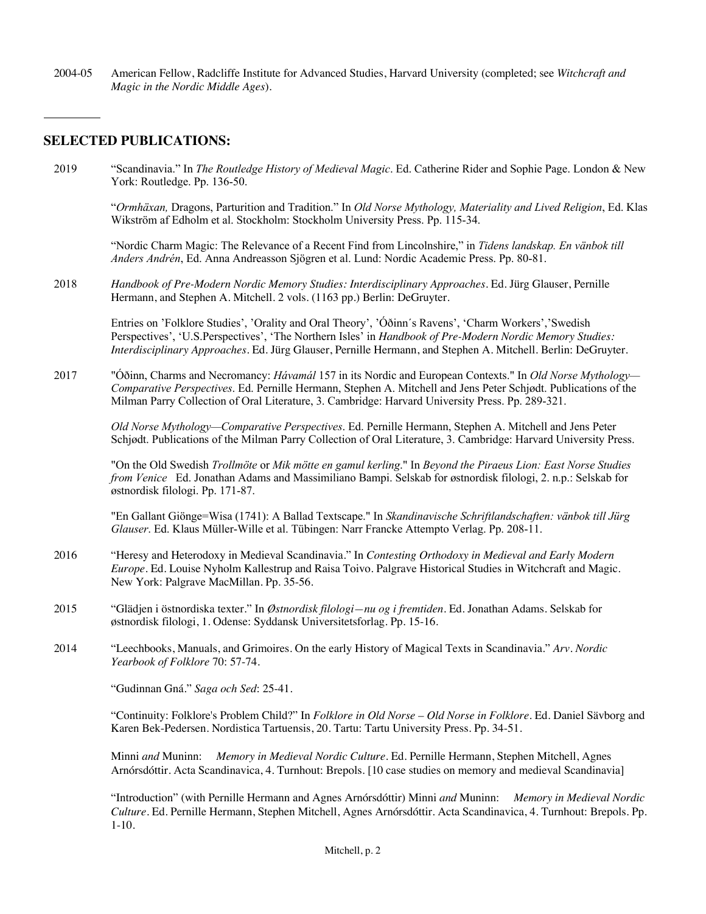2004-05 American Fellow, Radcliffe Institute for Advanced Studies, Harvard University (completed; see *Witchcraft and Magic in the Nordic Middle Ages*).

---

## SELECTED PUBLICATIONS:

2019 "Scandinavia." In *The Routledge History of Medieval Magic*. Ed. Catherine Rider and Sophie Page. London & New York: Routledge. Pp. 136-50.

"*Ormhäxan,* Dragons, Parturition and Tradition." In *Old Norse Mythology, Materiality and Lived Religion*, Ed. Klas Wikström af Edholm et al. Stockholm: Stockholm University Press. Pp. 115-34.

"Nordic Charm Magic: The Relevance of a Recent Find from Lincolnshire," in *Tidens landskap. En vänbok till Anders Andrén*, Ed. Anna Andreasson Sjögren et al. Lund: Nordic Academic Press. Pp. 80-81.

2018 *Handbook of Pre-Modern Nordic Memory Studies: Interdisciplinary Approaches*. Ed. Jürg Glauser, Pernille Hermann, and Stephen A. Mitchell. 2 vols. (1163 pp.) Berlin: DeGruyter.

Entries on 'Folklore Studies', 'Orality and Oral Theory', 'Óðinn´s Ravens', 'Charm Workers','Swedish Perspectives', 'U.S.Perspectives', 'The Northern Isles' in *Handbook of Pre-Modern Nordic Memory Studies: Interdisciplinary Approaches*. Ed. Jürg Glauser, Pernille Hermann, and Stephen A. Mitchell. Berlin: DeGruyter.

2017 "Óðinn, Charms and Necromancy: *Hávamál* 157 in its Nordic and European Contexts." In *Old Norse Mythology—Comparative Perspectives*. Ed. Pernille Hermann, Stephen A. Mitchell and Jens Peter Schjødt. Publications of the Milman Parry Collection of Oral Literature, 3. Cambridge: Harvard University Press. Pp. 289-321.

*Old Norse Mythology—Comparative Perspectives*. Ed. Pernille Hermann, Stephen A. Mitchell and Jens Peter Schjødt. Publications of the Milman Parry Collection of Oral Literature, 3. Cambridge: Harvard University Press.

"On the Old Swedish *Trollmöte* or *Mik mötte en gamul kerling*." In *Beyond the Piraeus Lion: East Norse Studies from Venice* Ed. Jonathan Adams and Massimiliano Bampi. Selskab for østnordisk filologi, 2. n.p.: Selskab for østnordisk filologi. Pp. 171-87.

"En Gallant Giönge=Wisa (1741): A Ballad Textscape." In *Skandinavische Schriftlandschaften: vänbok till Jürg Glauser*. Ed. Klaus Müller-Wille et al. Tübingen: Narr Francke Attempto Verlag. Pp. 208-11.

2016 "Heresy and Heterodoxy in Medieval Scandinavia." In *Contesting Orthodoxy in Medieval and Early Modern Europe*. Ed. Louise Nyholm Kallestrup and Raisa Toivo. Palgrave Historical Studies in Witchcraft and Magic. New York: Palgrave MacMillan. Pp. 35-56.

2015 "Glädjen i östnordiska texter." In *Østnordisk filologi—nu og i fremtiden*. Ed. Jonathan Adams. Selskab for østnordisk filologi, 1. Odense: Syddansk Universitetsforlag. Pp. 15-16.

2014 "Leechbooks, Manuals, and Grimoires. On the early History of Magical Texts in Scandinavia." *Arv. Nordic Yearbook of Folklore* 70: 57-74.

"Gudinnan Gná." *Saga och Sed*: 25-41.

"Continuity: Folklore's Problem Child?" In *Folklore in Old Norse – Old Norse in Folklore*. Ed. Daniel Sävborg and Karen Bek-Pedersen. Nordistica Tartuensis, 20. Tartu: Tartu University Press. Pp. 34-51.

Minni *and* Muninn: *Memory in Medieval Nordic Culture*. Ed. Pernille Hermann, Stephen Mitchell, Agnes Arnórsdóttir. Acta Scandinavica, 4. Turnhout: Brepols. [10 case studies on memory and medieval Scandinavia]

"Introduction" (with Pernille Hermann and Agnes Arnórsdóttir) Minni *and* Muninn: *Memory in Medieval Nordic Culture*. Ed. Pernille Hermann, Stephen Mitchell, Agnes Arnórsdóttir. Acta Scandinavica, 4. Turnhout: Brepols. Pp. 1-10.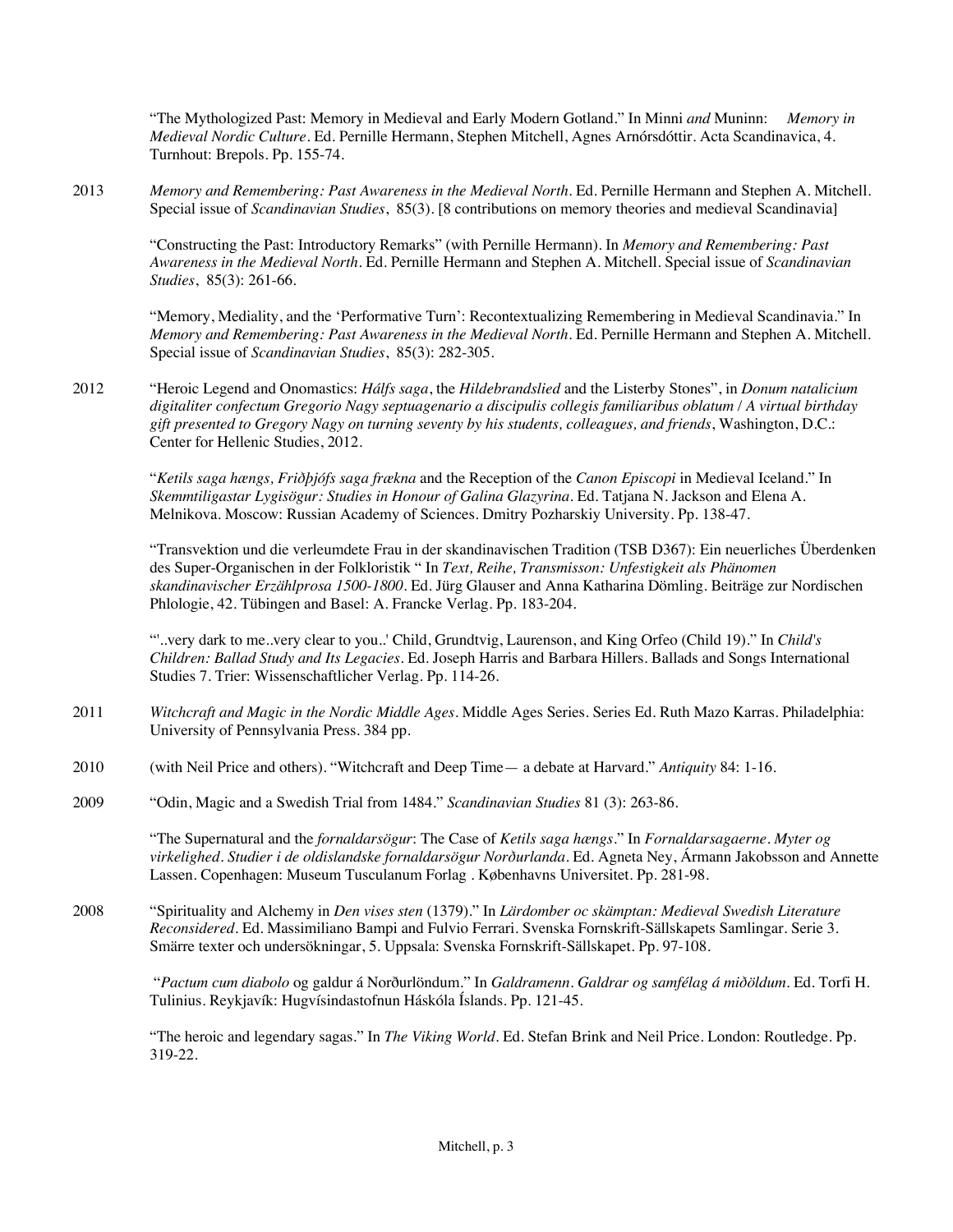"The Mythologized Past: Memory in Medieval and Early Modern Gotland." In Minni *and* Muninn: *Memory in Medieval Nordic Culture*. Ed. Pernille Hermann, Stephen Mitchell, Agnes Arnórsdóttir. Acta Scandinavica, 4. Turnhout: Brepols. Pp. 155-74.

2013 *Memory and Remembering: Past Awareness in the Medieval North*. Ed. Pernille Hermann and Stephen A. Mitchell. Special issue of *Scandinavian Studies*, 85(3). [8 contributions on memory theories and medieval Scandinavia]

"Constructing the Past: Introductory Remarks" (with Pernille Hermann). In *Memory and Remembering: Past Awareness in the Medieval North*. Ed. Pernille Hermann and Stephen A. Mitchell. Special issue of *Scandinavian Studies*, 85(3): 261-66.

"Memory, Mediality, and the 'Performative Turn': Recontextualizing Remembering in Medieval Scandinavia." In *Memory and Remembering: Past Awareness in the Medieval North*. Ed. Pernille Hermann and Stephen A. Mitchell. Special issue of *Scandinavian Studies*, 85(3): 282-305.

2012 "Heroic Legend and Onomastics: *Hálfs saga*, the *Hildebrandslied* and the Listerby Stones", in *Donum natalicium digitaliter confectum Gregorio Nagy septuagenario a discipulis collegis familiaribus oblatum / A virtual birthday gift presented to Gregory Nagy on turning seventy by his students, colleagues, and friends*, Washington, D.C.: Center for Hellenic Studies, 2012.

"*Ketils saga hængs, Friðþjófs saga frækna* and the Reception of the *Canon Episcopi* in Medieval Iceland." In *Skemmtiligastar Lygisögur: Studies in Honour of Galina Glazyrina*. Ed. Tatjana N. Jackson and Elena A. Melnikova. Moscow: Russian Academy of Sciences. Dmitry Pozharskiy University. Pp. 138-47.

"Transvektion und die verleumdete Frau in der skandinavischen Tradition (TSB D367): Ein neuerliches Überdenken des Super-Organischen in der Folkloristik " In *Text, Reihe, Transmisson: Unfestigkeit als Phänomen skandinavischer Erzählprosa 1500-1800*. Ed. Jürg Glauser and Anna Katharina Dömling. Beiträge zur Nordischen Phlologie, 42. Tübingen and Basel: A. Francke Verlag. Pp. 183-204.

"'..very dark to me..very clear to you..' Child, Grundtvig, Laurenson, and King Orfeo (Child 19)." In *Child's Children: Ballad Study and Its Legacies*. Ed. Joseph Harris and Barbara Hillers. Ballads and Songs International Studies 7. Trier: Wissenschaftlicher Verlag. Pp. 114-26.

2011 *Witchcraft and Magic in the Nordic Middle Ages*. Middle Ages Series. Series Ed. Ruth Mazo Karras. Philadelphia: University of Pennsylvania Press. 384 pp.

2010 (with Neil Price and others). "Witchcraft and Deep Time— a debate at Harvard." *Antiquity* 84: 1-16.

2009 "Odin, Magic and a Swedish Trial from 1484." *Scandinavian Studies* 81 (3): 263-86.

"The Supernatural and the *fornaldarsögur*: The Case of *Ketils saga hængs*." In *Fornaldarsagaerne. Myter og virkelighed. Studier i de oldislandske fornaldarsögur Norðurlanda*. Ed. Agneta Ney, Ármann Jakobsson and Annette Lassen. Copenhagen: Museum Tusculanum Forlag . Københavns Universitet. Pp. 281-98.

2008 "Spirituality and Alchemy in *Den vises sten* (1379)." In *Lärdomber oc skämptan: Medieval Swedish Literature Reconsidered*. Ed. Massimiliano Bampi and Fulvio Ferrari. Svenska Fornskrift-Sällskapets Samlingar. Serie 3. Smärre texter och undersökningar, 5. Uppsala: Svenska Fornskrift-Sällskapet. Pp. 97-108.

"*Pactum cum diabolo* og galdur á Norðurlöndum." In *Galdramenn. Galdrar og samfélag á miðöldum*. Ed. Torfi H. Tulinius. Reykjavík: Hugvísindastofnun Háskóla Íslands. Pp. 121-45.

"The heroic and legendary sagas." In *The Viking World*. Ed. Stefan Brink and Neil Price. London: Routledge. Pp. 319-22.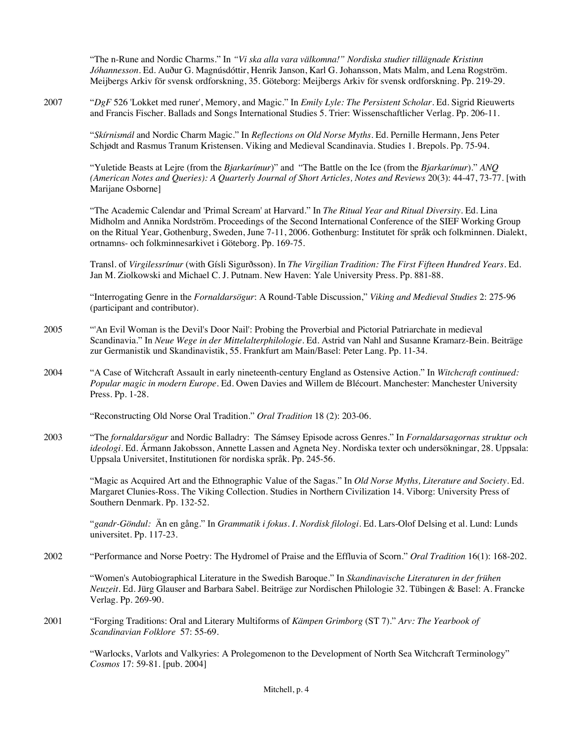"The n-Rune and Nordic Charms." In *"Vi ska alla vara välkomna!" Nordiska studier tillägnade Kristinn Jóhannesson*. Ed. Auður G. Magnúsdóttir, Henrik Janson, Karl G. Johansson, Mats Malm, and Lena Rogström. Meijbergs Arkiv för svensk ordforskning, 35. Göteborg: Meijbergs Arkiv för svensk ordforskning. Pp. 219-29.

2007 "*DgF* 526 'Lokket med runer', Memory, and Magic." In *Emily Lyle: The Persistent Scholar*. Ed. Sigrid Rieuwerts and Francis Fischer. Ballads and Songs International Studies 5. Trier: Wissenschaftlicher Verlag. Pp. 206-11.

"*Skírnismál* and Nordic Charm Magic." In *Reflections on Old Norse Myths*. Ed. Pernille Hermann, Jens Peter Schjødt and Rasmus Tranum Kristensen. Viking and Medieval Scandinavia. Studies 1. Brepols. Pp. 75-94.

"Yuletide Beasts at Lejre (from the *Bjarkarímur*)" and "The Battle on the Ice (from the *Bjarkarímur*)." *ANQ (American Notes and Queries): A Quarterly Journal of Short Articles, Notes and Reviews* 20(3): 44-47, 73-77. [with Marijane Osborne]

"The Academic Calendar and 'Primal Scream' at Harvard." In *The Ritual Year and Ritual Diversity*. Ed. Lina Midholm and Annika Nordström. Proceedings of the Second International Conference of the SIEF Working Group on the Ritual Year, Gothenburg, Sweden, June 7-11, 2006. Gothenburg: Institutet för språk och folkminnen. Dialekt, ortnamns- och folkminnesarkivet i Göteborg. Pp. 169-75.

Transl. of *Virgilessrímur* (with Gísli Sigurðsson). In *The Virgilian Tradition: The First Fifteen Hundred Years*. Ed. Jan M. Ziolkowski and Michael C. J. Putnam. New Haven: Yale University Press. Pp. 881-88.

"Interrogating Genre in the *Fornaldarsögur*: A Round-Table Discussion," *Viking and Medieval Studies* 2: 275-96 (participant and contributor).

2005 "'An Evil Woman is the Devil's Door Nail': Probing the Proverbial and Pictorial Patriarchate in medieval Scandinavia." In *Neue Wege in der Mittelalterphilologie*. Ed. Astrid van Nahl and Susanne Kramarz-Bein. Beiträge zur Germanistik und Skandinavistik, 55. Frankfurt am Main/Basel: Peter Lang. Pp. 11-34.

2004 "A Case of Witchcraft Assault in early nineteenth-century England as Ostensive Action." In *Witchcraft continued: Popular magic in modern Europe*. Ed. Owen Davies and Willem de Blécourt. Manchester: Manchester University Press. Pp. 1-28.

"Reconstructing Old Norse Oral Tradition." *Oral Tradition* 18 (2): 203-06.

2003 "The *fornaldarsögur* and Nordic Balladry: The Sámsey Episode across Genres." In *Fornaldarsagornas struktur och ideologi*. Ed. Ármann Jakobsson, Annette Lassen and Agneta Ney. Nordiska texter och undersökningar, 28. Uppsala: Uppsala Universitet, Institutionen för nordiska språk. Pp. 245-56.

"Magic as Acquired Art and the Ethnographic Value of the Sagas." In *Old Norse Myths, Literature and Society*. Ed. Margaret Clunies-Ross. The Viking Collection. Studies in Northern Civilization 14. Viborg: University Press of Southern Denmark. Pp. 132-52.

"*gandr-Göndul:* Än en gång." In *Grammatik i fokus. I. Nordisk filologi*. Ed. Lars-Olof Delsing et al. Lund: Lunds universitet. Pp. 117-23.

2002 "Performance and Norse Poetry: The Hydromel of Praise and the Effluvia of Scorn." *Oral Tradition* 16(1): 168-202.

"Women's Autobiographical Literature in the Swedish Baroque." In *Skandinavische Literaturen in der frühen Neuzeit*. Ed. Jürg Glauser and Barbara Sabel. Beiträge zur Nordischen Philologie 32. Tübingen & Basel: A. Francke Verlag. Pp. 269-90.

2001 "Forging Traditions: Oral and Literary Multiforms of *Kämpen Grimborg* (ST 7)." *Arv: The Yearbook of Scandinavian Folklore* 57: 55-69.

"Warlocks, Varlots and Valkyries: A Prolegomenon to the Development of North Sea Witchcraft Terminology" *Cosmos* 17: 59-81. [pub. 2004]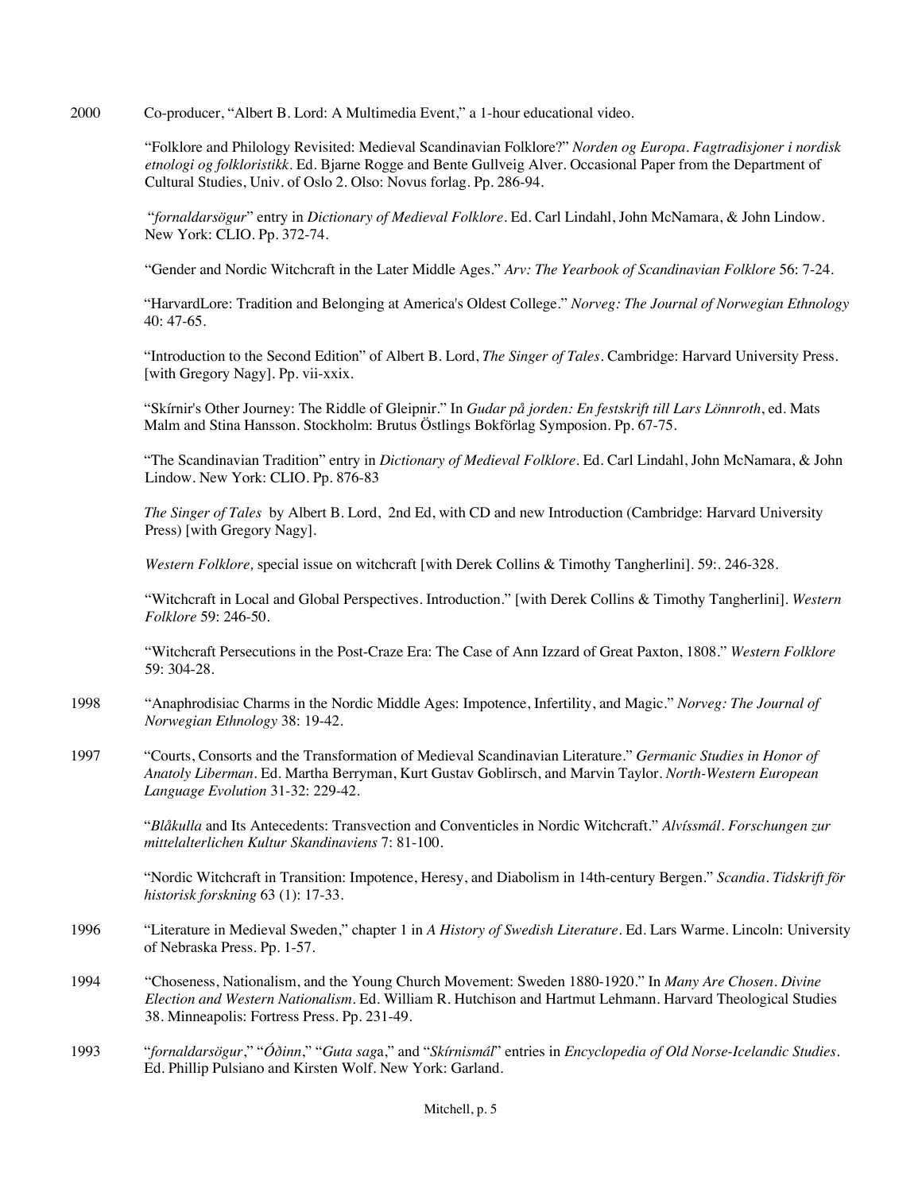2000 Co-producer, "Albert B. Lord: A Multimedia Event," a 1-hour educational video.

"Folklore and Philology Revisited: Medieval Scandinavian Folklore?" *Norden og Europa. Fagtradisjoner i nordisk etnologi og folkloristikk*. Ed. Bjarne Rogge and Bente Gullveig Alver. Occasional Paper from the Department of Cultural Studies, Univ. of Oslo 2. Olso: Novus forlag. Pp. 286-94.

"*fornaldarsögur*" entry in *Dictionary of Medieval Folklore*. Ed. Carl Lindahl, John McNamara, & John Lindow. New York: CLIO. Pp. 372-74.

"Gender and Nordic Witchcraft in the Later Middle Ages." *Arv: The Yearbook of Scandinavian Folklore* 56: 7-24.

"HarvardLore: Tradition and Belonging at America's Oldest College." *Norveg: The Journal of Norwegian Ethnology* 40: 47-65.

"Introduction to the Second Edition" of Albert B. Lord, *The Singer of Tales*. Cambridge: Harvard University Press. [with Gregory Nagy]. Pp. vii-xxix.

"Skírnir's Other Journey: The Riddle of Gleipnir." In *Gudar på jorden: En festskrift till Lars Lönnroth*, ed. Mats Malm and Stina Hansson. Stockholm: Brutus Östlings Bokförlag Symposion. Pp. 67-75.

"The Scandinavian Tradition" entry in *Dictionary of Medieval Folklore*. Ed. Carl Lindahl, John McNamara, & John Lindow. New York: CLIO. Pp. 876-83

*The Singer of Tales* by Albert B. Lord, 2nd Ed, with CD and new Introduction (Cambridge: Harvard University Press) [with Gregory Nagy].

*Western Folklore,* special issue on witchcraft [with Derek Collins & Timothy Tangherlini]. 59:. 246-328.

"Witchcraft in Local and Global Perspectives. Introduction." [with Derek Collins & Timothy Tangherlini]. *Western Folklore* 59: 246-50.

"Witchcraft Persecutions in the Post-Craze Era: The Case of Ann Izzard of Great Paxton, 1808." *Western Folklore* 59: 304-28.

1998 "Anaphrodisiac Charms in the Nordic Middle Ages: Impotence, Infertility, and Magic." *Norveg: The Journal of Norwegian Ethnology* 38: 19-42.

1997 "Courts, Consorts and the Transformation of Medieval Scandinavian Literature." *Germanic Studies in Honor of Anatoly Liberman*. Ed. Martha Berryman, Kurt Gustav Goblirsch, and Marvin Taylor. *North-Western European Language Evolution* 31-32: 229-42.

"*Blåkulla* and Its Antecedents: Transvection and Conventicles in Nordic Witchcraft." *Alvíssmál. Forschungen zur mittelalterlichen Kultur Skandinaviens* 7: 81-100.

"Nordic Witchcraft in Transition: Impotence, Heresy, and Diabolism in 14th-century Bergen." *Scandia. Tidskrift för historisk forskning* 63 (1): 17-33.

1996 "Literature in Medieval Sweden," chapter 1 in *A History of Swedish Literature*. Ed. Lars Warme. Lincoln: University of Nebraska Press. Pp. 1-57.

1994 "Choseness, Nationalism, and the Young Church Movement: Sweden 1880-1920." In *Many Are Chosen. Divine Election and Western Nationalism*. Ed. William R. Hutchison and Hartmut Lehmann. Harvard Theological Studies 38. Minneapolis: Fortress Press. Pp. 231-49.

1993 "*fornaldarsögur*," "*Óðinn*," "*Guta saga*," and "*Skírnismál*" entries in *Encyclopedia of Old Norse-Icelandic Studies*. Ed. Phillip Pulsiano and Kirsten Wolf. New York: Garland.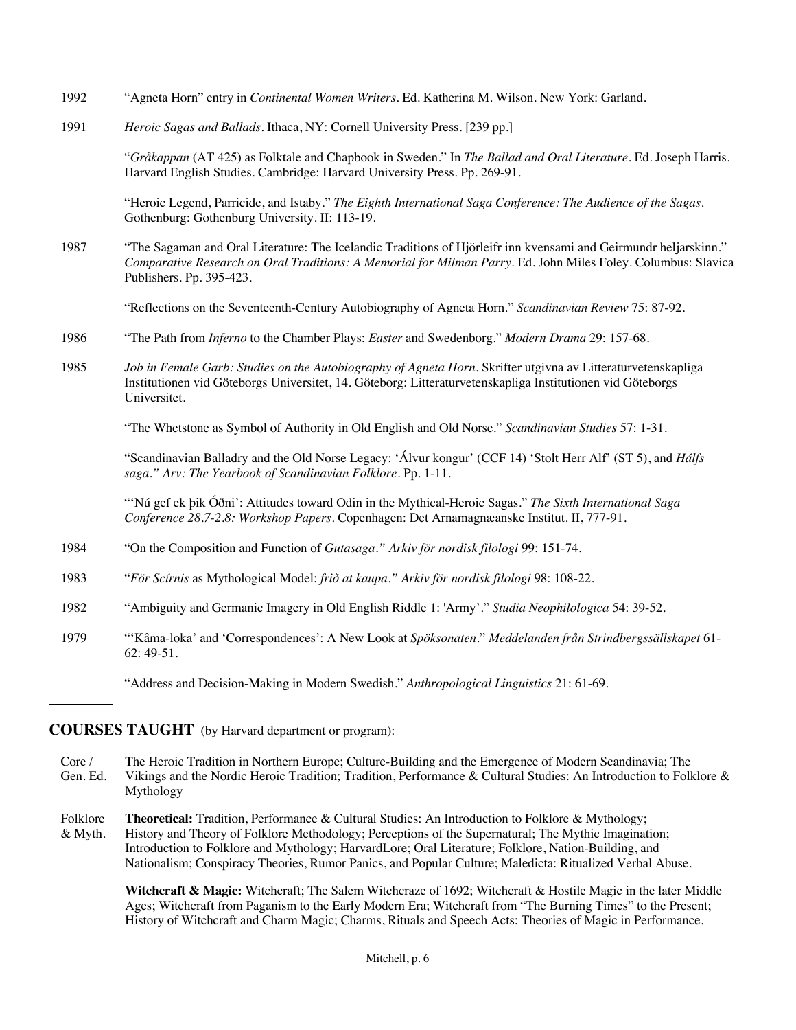1992 "Agneta Horn" entry in *Continental Women Writers*. Ed. Katherina M. Wilson. New York: Garland.

1991 *Heroic Sagas and Ballads*. Ithaca, NY: Cornell University Press. [239 pp.]

"*Gråkappan* (AT 425) as Folktale and Chapbook in Sweden." In *The Ballad and Oral Literature*. Ed. Joseph Harris. Harvard English Studies. Cambridge: Harvard University Press. Pp. 269-91.

"Heroic Legend, Parricide, and Istaby." *The Eighth International Saga Conference: The Audience of the Sagas*. Gothenburg: Gothenburg University. II: 113-19.

1987 "The Sagaman and Oral Literature: The Icelandic Traditions of Hjörleifr inn kvensami and Geirmundr heljarskinn." *Comparative Research on Oral Traditions: A Memorial for Milman Parry*. Ed. John Miles Foley. Columbus: Slavica Publishers. Pp. 395-423.

"Reflections on the Seventeenth-Century Autobiography of Agneta Horn." *Scandinavian Review* 75: 87-92.

1986 "The Path from *Inferno* to the Chamber Plays: *Easter* and Swedenborg." *Modern Drama* 29: 157-68.

1985 *Job in Female Garb: Studies on the Autobiography of Agneta Horn*. Skrifter utgivna av Litteraturvetenskapliga Institutionen vid Göteborgs Universitet, 14. Göteborg: Litteraturvetenskapliga Institutionen vid Göteborgs Universitet.

"The Whetstone as Symbol of Authority in Old English and Old Norse." *Scandinavian Studies* 57: 1-31.

"Scandinavian Balladry and the Old Norse Legacy: 'Álvur kongur' (CCF 14) 'Stolt Herr Alf' (ST 5), and *Hálfs saga*." *Arv: The Yearbook of Scandinavian Folklore*. Pp. 1-11.

"'Nú gef ek þik Óðni': Attitudes toward Odin in the Mythical-Heroic Sagas." *The Sixth International Saga Conference 28.7-2.8: Workshop Papers*. Copenhagen: Det Arnamagnæanske Institut. II, 777-91.

1984 "On the Composition and Function of *Gutasaga*." *Arkiv för nordisk filologi* 99: 151-74.

1983 "*För Scírnis* as Mythological Model: *frið at kaupa*." *Arkiv för nordisk filologi* 98: 108-22.

1982 "Ambiguity and Germanic Imagery in Old English Riddle 1: 'Army'." *Studia Neophilologica* 54: 39-52.

1979 "'Kâma-loka' and 'Correspondences': A New Look at *Spöksonaten*." *Meddelanden från Strindbergssällskapet* 61-62: 49-51.

"Address and Decision-Making in Modern Swedish." *Anthropological Linguistics* 21: 61-69.

---

## COURSES TAUGHT (by Harvard department or program):

Core / Gen. Ed. The Heroic Tradition in Northern Europe; Culture-Building and the Emergence of Modern Scandinavia; The Vikings and the Nordic Heroic Tradition; Tradition, Performance & Cultural Studies: An Introduction to Folklore & Mythology

Folklore & Myth. **Theoretical:** Tradition, Performance & Cultural Studies: An Introduction to Folklore & Mythology; History and Theory of Folklore Methodology; Perceptions of the Supernatural; The Mythic Imagination; Introduction to Folklore and Mythology; HarvardLore; Oral Literature; Folklore, Nation-Building, and Nationalism; Conspiracy Theories, Rumor Panics, and Popular Culture; Maledicta: Ritualized Verbal Abuse.

**Witchcraft & Magic:** Witchcraft; The Salem Witchcraze of 1692; Witchcraft & Hostile Magic in the later Middle Ages; Witchcraft from Paganism to the Early Modern Era; Witchcraft from "The Burning Times" to the Present; History of Witchcraft and Charm Magic; Charms, Rituals and Speech Acts: Theories of Magic in Performance.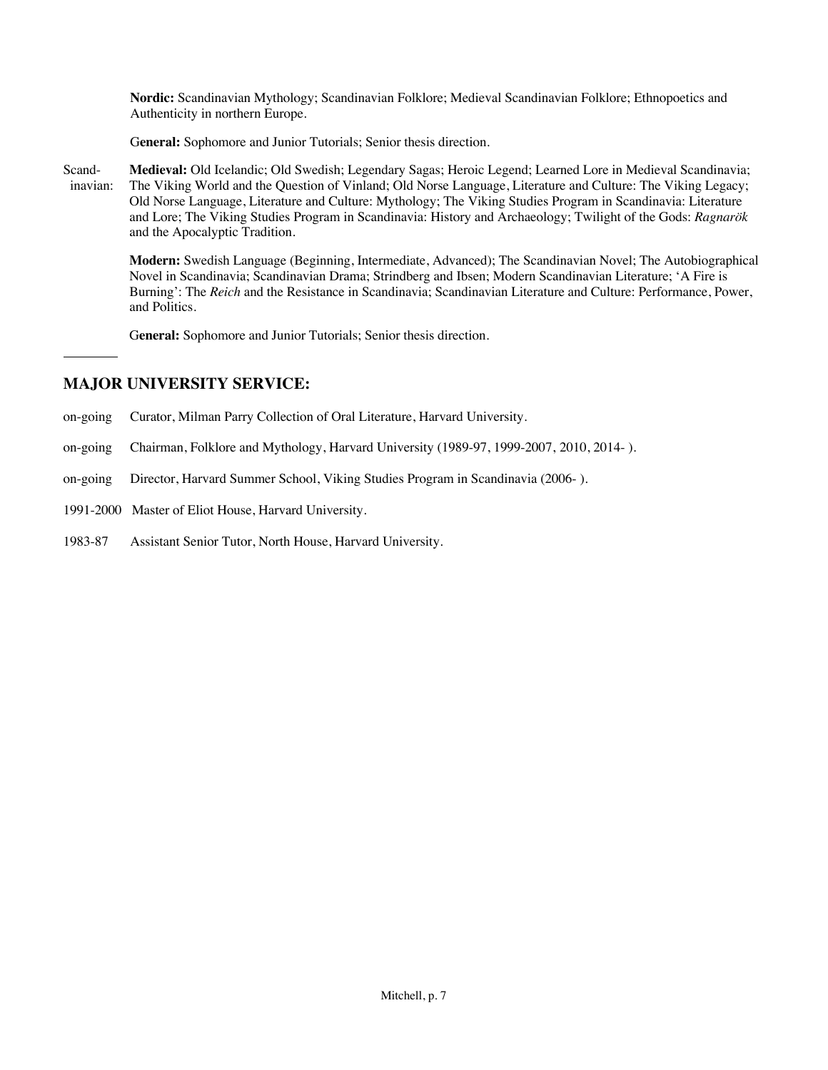**Nordic:** Scandinavian Mythology; Scandinavian Folklore; Medieval Scandinavian Folklore; Ethnopoetics and Authenticity in northern Europe.

**General:** Sophomore and Junior Tutorials; Senior thesis direction.

Scandinavian: **Medieval:** Old Icelandic; Old Swedish; Legendary Sagas; Heroic Legend; Learned Lore in Medieval Scandinavia; The Viking World and the Question of Vinland; Old Norse Language, Literature and Culture: The Viking Legacy; Old Norse Language, Literature and Culture: Mythology; The Viking Studies Program in Scandinavia: Literature and Lore; The Viking Studies Program in Scandinavia: History and Archaeology; Twilight of the Gods: *Ragnarök* and the Apocalyptic Tradition.

**Modern:** Swedish Language (Beginning, Intermediate, Advanced); The Scandinavian Novel; The Autobiographical Novel in Scandinavia; Scandinavian Drama; Strindberg and Ibsen; Modern Scandinavian Literature; 'A Fire is Burning': The *Reich* and the Resistance in Scandinavia; Scandinavian Literature and Culture: Performance, Power, and Politics.

**General:** Sophomore and Junior Tutorials; Senior thesis direction.

---

## MAJOR UNIVERSITY SERVICE:

on-going Curator, Milman Parry Collection of Oral Literature, Harvard University.

on-going Chairman, Folklore and Mythology, Harvard University (1989-97, 1999-2007, 2010, 2014- ).

on-going Director, Harvard Summer School, Viking Studies Program in Scandinavia (2006- ).

1991-2000 Master of Eliot House, Harvard University.

1983-87 Assistant Senior Tutor, North House, Harvard University.